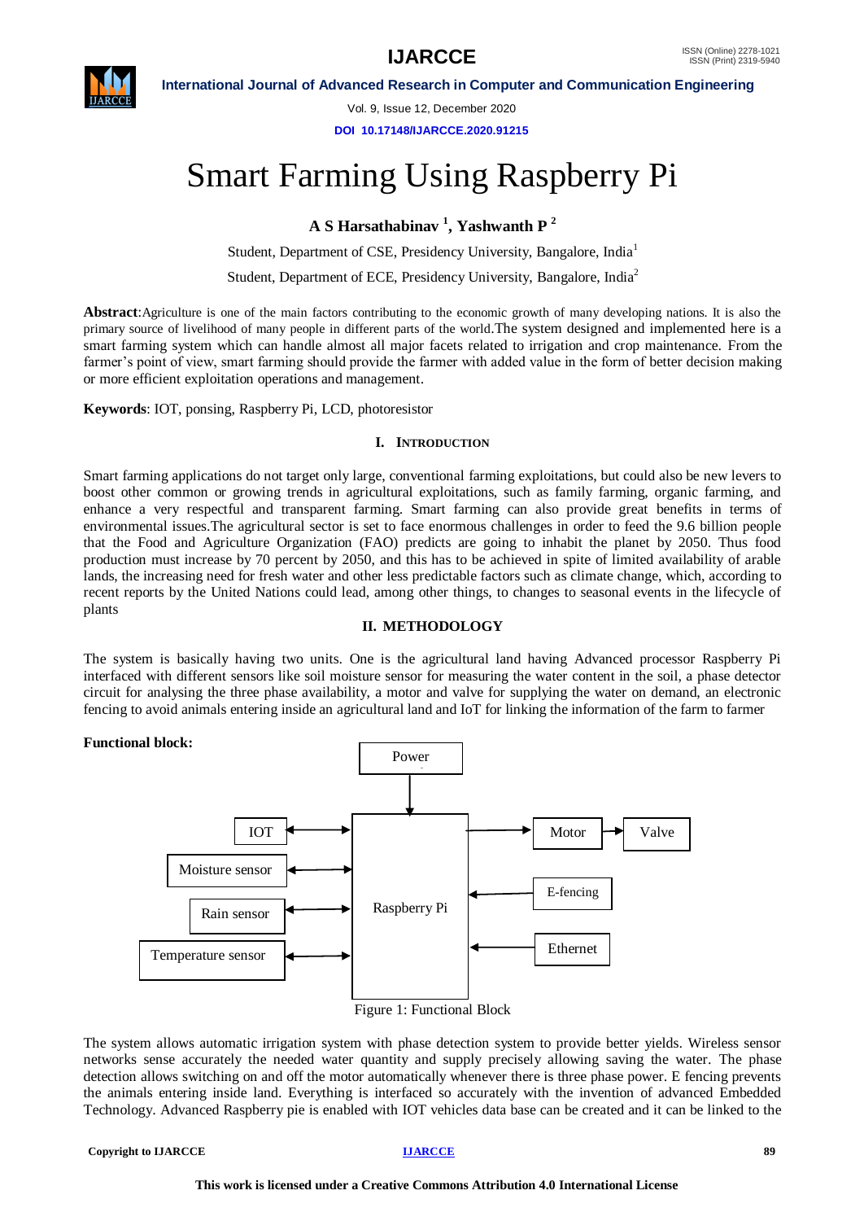# Smart Farming Using Raspberry Pi

**A S Harsathabinav [1], Yashwanth P [2]**

Student, Department of CSE, Presidency University, Bangalore, India[1]

Student, Department of ECE, Presidency University, Bangalore, India[2]

**Abstract**:Agriculture is one of the main factors contributing to the economic growth of many developing nations. It is also the primary source of livelihood of many people in different parts of the world.The system designed and implemented here is a smart farming system which can handle almost all major facets related to irrigation and crop maintenance. From the farmer's point of view, smart farming should provide the farmer with added value in the form of better decision making or more efficient exploitation operations and management.

**Keywords**: IOT, ponsing, Raspberry Pi, LCD, photoresistor

## I. Introduction

Smart farming applications do not target only large, conventional farming exploitations, but could also be new levers to boost other common or growing trends in agricultural exploitations, such as family farming, organic farming, and enhance a very respectful and transparent farming. Smart farming can also provide great benefits in terms of environmental issues.The agricultural sector is set to face enormous challenges in order to feed the 9.6 billion people that the Food and Agriculture Organization (FAO) predicts are going to inhabit the planet by 2050. Thus food production must increase by 70 percent by 2050, and this has to be achieved in spite of limited availability of arable lands, the increasing need for fresh water and other less predictable factors such as climate change, which, according to recent reports by the United Nations could lead, among other things, to changes to seasonal events in the lifecycle of plants

## II. METHODOLOGY

The system is basically having two units. One is the agricultural land having Advanced processor Raspberry Pi interfaced with different sensors like soil moisture sensor for measuring the water content in the soil, a phase detector circuit for analysing the three phase availability, a motor and valve for supplying the water on demand, an electronic fencing to avoid animals entering inside an agricultural land and IoT for linking the information of the farm to farmer

**Functional block:**

Power → Raspberry Pi

IOT ↔ Raspberry Pi

Moisture sensor ↔ Raspberry Pi

Rain sensor ↔ Raspberry Pi

Temperature sensor ↔ Raspberry Pi

Raspberry Pi → Motor → Valve

E-fencing → Raspberry Pi

Ethernet → Raspberry Pi

Figure 1: Functional Block

The system allows automatic irrigation system with phase detection system to provide better yields. Wireless sensor networks sense accurately the needed water quantity and supply precisely allowing saving the water. The phase detection allows switching on and off the motor automatically whenever there is three phase power. E fencing prevents the animals entering inside land. Everything is interfaced so accurately with the invention of advanced Embedded Technology. Advanced Raspberry pie is enabled with IOT vehicles data base can be created and it can be linked to the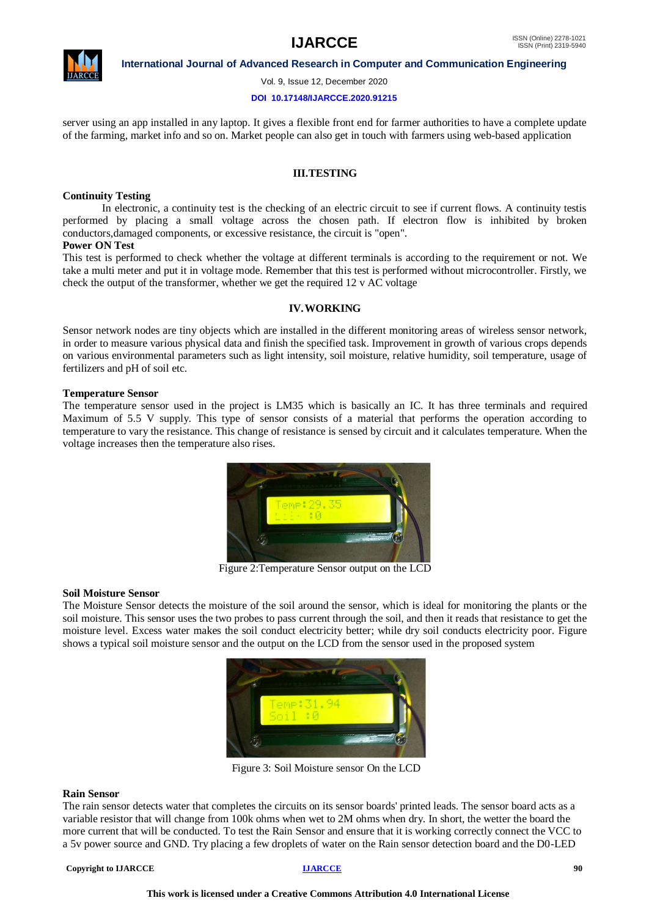server using an app installed in any laptop. It gives a flexible front end for farmer authorities to have a complete update of the farming, market info and so on. Market people can also get in touch with farmers using web-based application

## III. TESTING

**Continuity Testing**

In electronic, a continuity test is the checking of an electric circuit to see if current flows. A continuity testis performed by placing a small voltage across the chosen path. If electron flow is inhibited by broken conductors,damaged components, or excessive resistance, the circuit is "open".

**Power ON Test**

This test is performed to check whether the voltage at different terminals is according to the requirement or not. We take a multi meter and put it in voltage mode. Remember that this test is performed without microcontroller. Firstly, we check the output of the transformer, whether we get the required 12 v AC voltage

## IV. WORKING

Sensor network nodes are tiny objects which are installed in the different monitoring areas of wireless sensor network, in order to measure various physical data and finish the specified task. Improvement in growth of various crops depends on various environmental parameters such as light intensity, soil moisture, relative humidity, soil temperature, usage of fertilizers and pH of soil etc.

**Temperature Sensor**

The temperature sensor used in the project is LM35 which is basically an IC. It has three terminals and required Maximum of 5.5 V supply. This type of sensor consists of a material that performs the operation according to temperature to vary the resistance. This change of resistance is sensed by circuit and it calculates temperature. When the voltage increases then the temperature also rises.

Figure 2:Temperature Sensor output on the LCD

**Soil Moisture Sensor**

The Moisture Sensor detects the moisture of the soil around the sensor, which is ideal for monitoring the plants or the soil moisture. This sensor uses the two probes to pass current through the soil, and then it reads that resistance to get the moisture level. Excess water makes the soil conduct electricity better; while dry soil conducts electricity poor. Figure shows a typical soil moisture sensor and the output on the LCD from the sensor used in the proposed system

Figure 3: Soil Moisture sensor On the LCD

**Rain Sensor**

The rain sensor detects water that completes the circuits on its sensor boards' printed leads. The sensor board acts as a variable resistor that will change from 100k ohms when wet to 2M ohms when dry. In short, the wetter the board the more current that will be conducted. To test the Rain Sensor and ensure that it is working correctly connect the VCC to a 5v power source and GND. Try placing a few droplets of water on the Rain sensor detection board and the D0-LED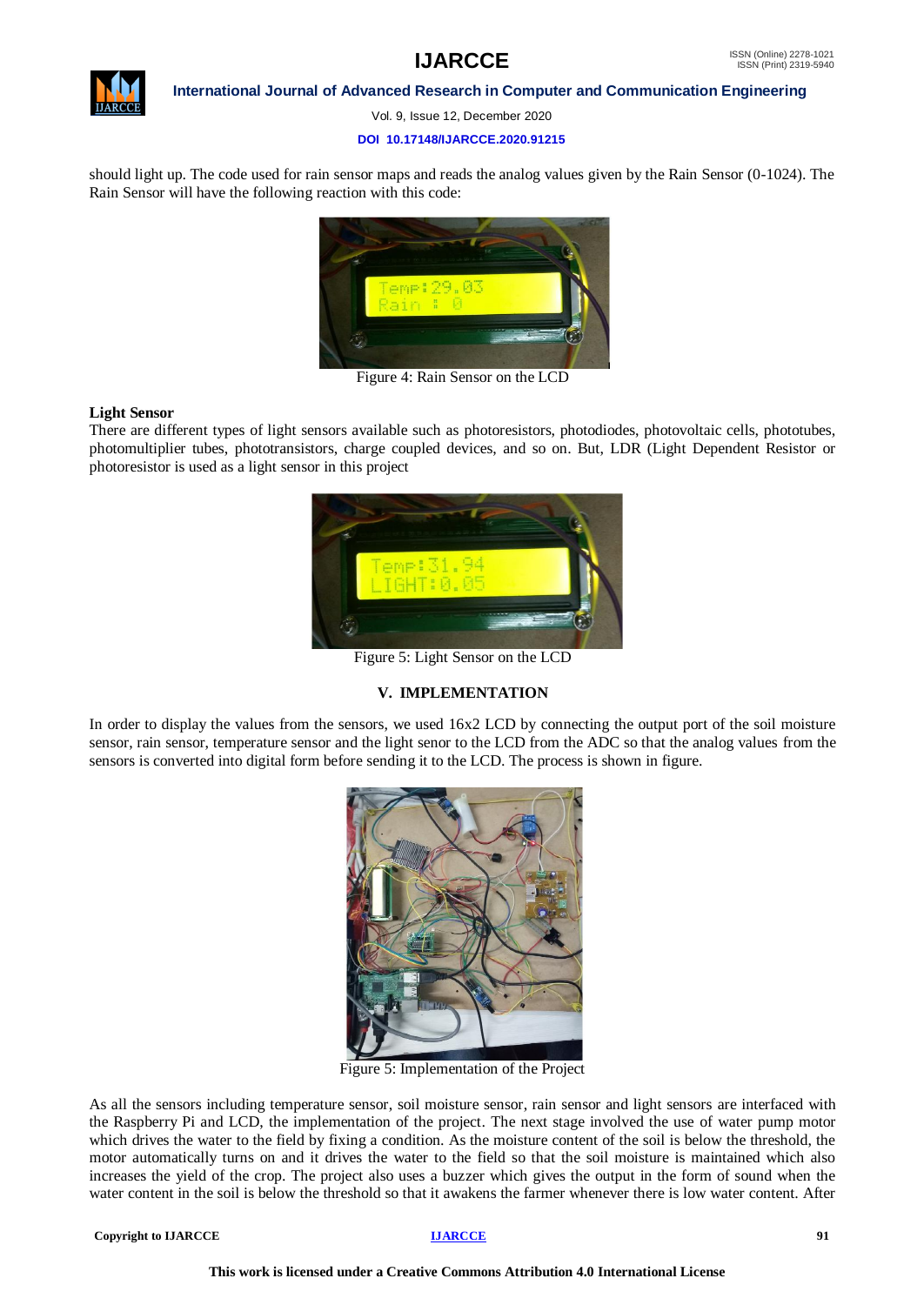should light up. The code used for rain sensor maps and reads the analog values given by the Rain Sensor (0-1024). The Rain Sensor will have the following reaction with this code:

Figure 4: Rain Sensor on the LCD

**Light Sensor**

There are different types of light sensors available such as photoresistors, photodiodes, photovoltaic cells, phototubes, photomultiplier tubes, phototransistors, charge coupled devices, and so on. But, LDR (Light Dependent Resistor or photoresistor is used as a light sensor in this project

Figure 5: Light Sensor on the LCD

## V. IMPLEMENTATION

In order to display the values from the sensors, we used 16x2 LCD by connecting the output port of the soil moisture sensor, rain sensor, temperature sensor and the light senor to the LCD from the ADC so that the analog values from the sensors is converted into digital form before sending it to the LCD. The process is shown in figure.

Figure 5: Implementation of the Project

As all the sensors including temperature sensor, soil moisture sensor, rain sensor and light sensors are interfaced with the Raspberry Pi and LCD, the implementation of the project. The next stage involved the use of water pump motor which drives the water to the field by fixing a condition. As the moisture content of the soil is below the threshold, the motor automatically turns on and it drives the water to the field so that the soil moisture is maintained which also increases the yield of the crop. The project also uses a buzzer which gives the output in the form of sound when the water content in the soil is below the threshold so that it awakens the farmer whenever there is low water content. After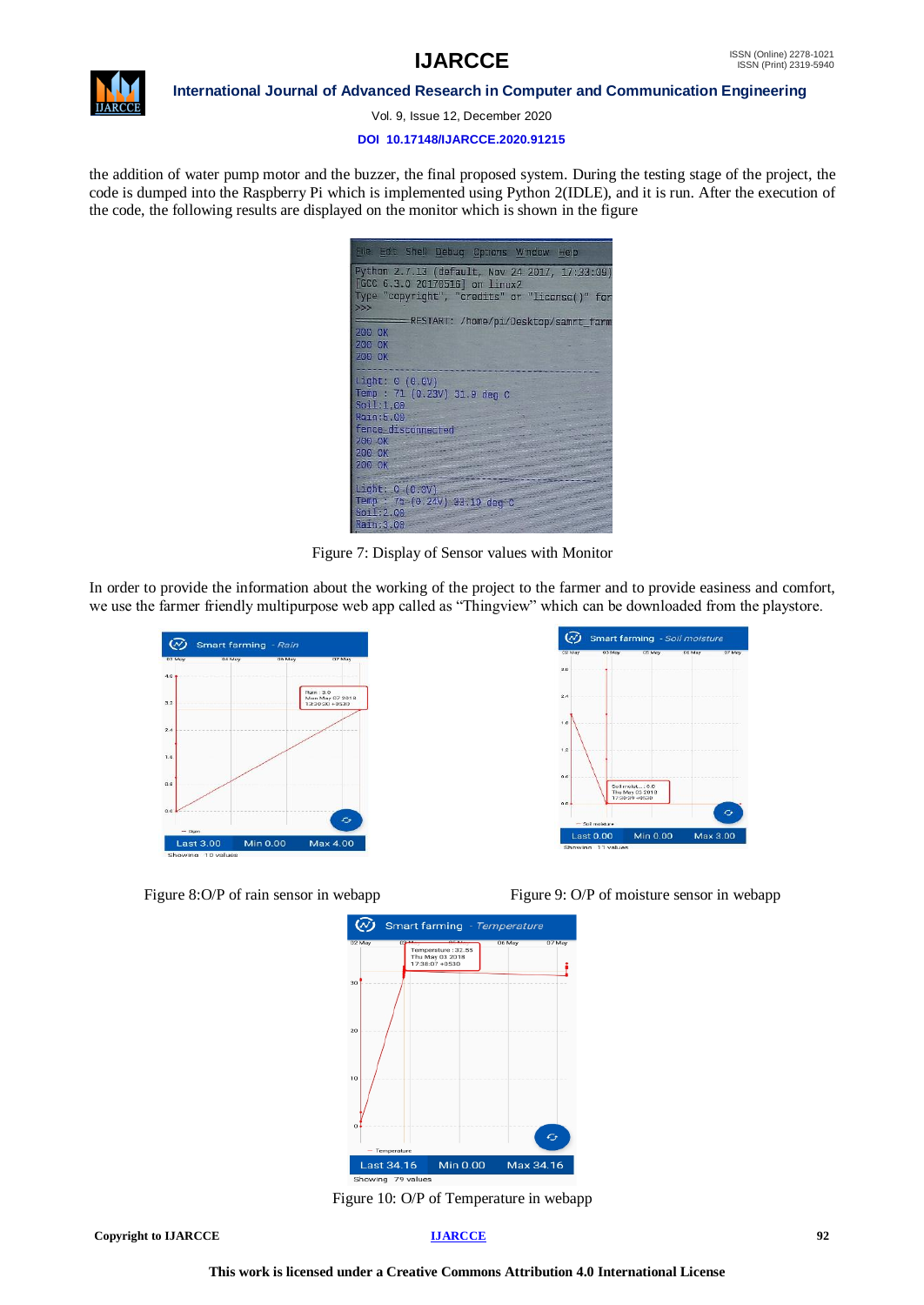the addition of water pump motor and the buzzer, the final proposed system. During the testing stage of the project, the code is dumped into the Raspberry Pi which is implemented using Python 2(IDLE), and it is run. After the execution of the code, the following results are displayed on the monitor which is shown in the figure

Figure 7: Display of Sensor values with Monitor

In order to provide the information about the working of the project to the farmer and to provide easiness and comfort, we use the farmer friendly multipurpose web app called as "Thingview" which can be downloaded from the playstore.

Figure 8:O/P of rain sensor in webapp

Figure 9: O/P of moisture sensor in webapp

Figure 10: O/P of Temperature in webapp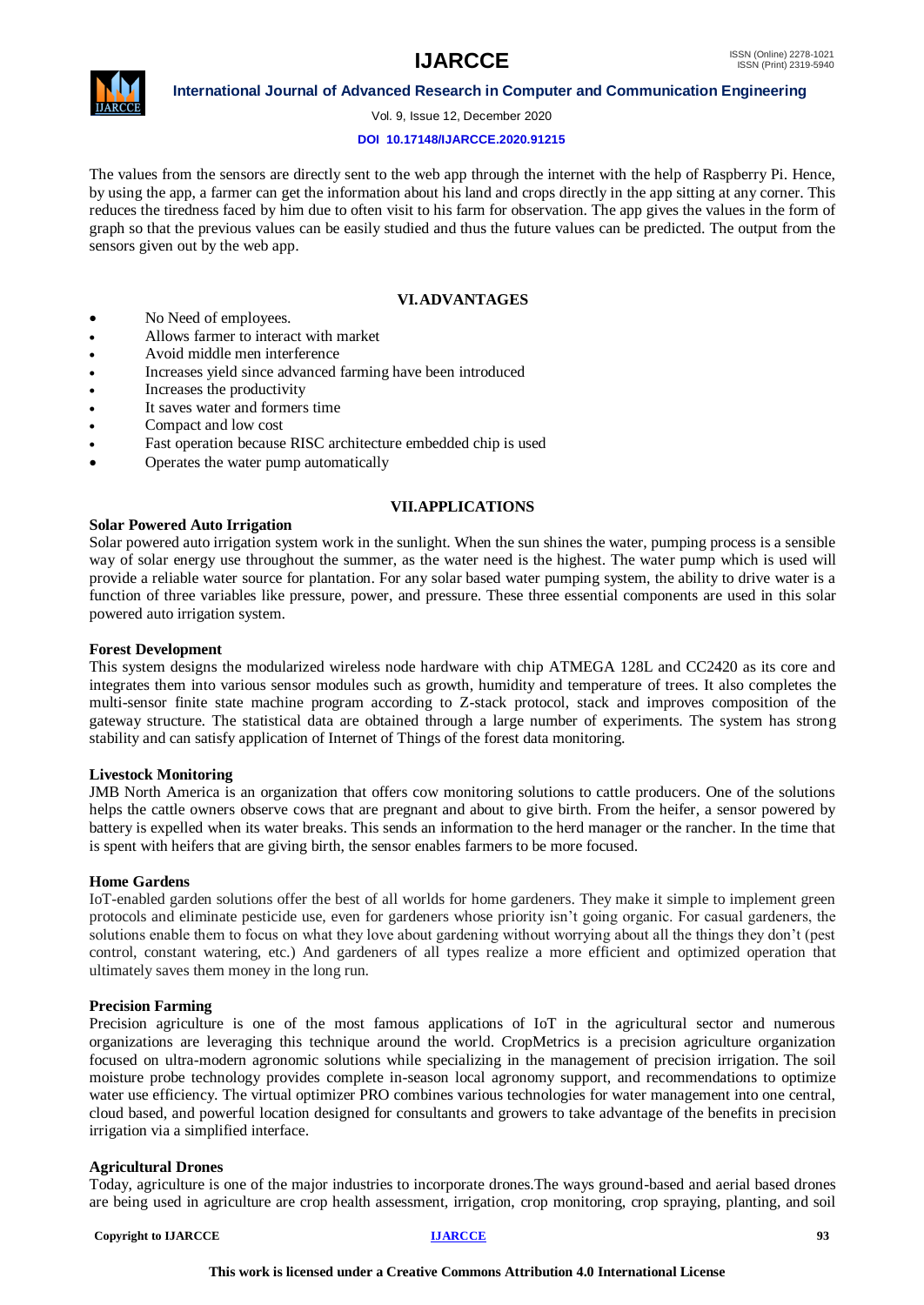The values from the sensors are directly sent to the web app through the internet with the help of Raspberry Pi. Hence, by using the app, a farmer can get the information about his land and crops directly in the app sitting at any corner. This reduces the tiredness faced by him due to often visit to his farm for observation. The app gives the values in the form of graph so that the previous values can be easily studied and thus the future values can be predicted. The output from the sensors given out by the web app.

## VI. ADVANTAGES

- No Need of employees.
- Allows farmer to interact with market
- Avoid middle men interference
- Increases yield since advanced farming have been introduced
- Increases the productivity
- It saves water and formers time
- Compact and low cost
- Fast operation because RISC architecture embedded chip is used
- Operates the water pump automatically

## VII. APPLICATIONS

**Solar Powered Auto Irrigation**

Solar powered auto irrigation system work in the sunlight. When the sun shines the water, pumping process is a sensible way of solar energy use throughout the summer, as the water need is the highest. The water pump which is used will provide a reliable water source for plantation. For any solar based water pumping system, the ability to drive water is a function of three variables like pressure, power, and pressure. These three essential components are used in this solar powered auto irrigation system.

**Forest Development**

This system designs the modularized wireless node hardware with chip ATMEGA 128L and CC2420 as its core and integrates them into various sensor modules such as growth, humidity and temperature of trees. It also completes the multi-sensor finite state machine program according to Z-stack protocol, stack and improves composition of the gateway structure. The statistical data are obtained through a large number of experiments. The system has strong stability and can satisfy application of Internet of Things of the forest data monitoring.

**Livestock Monitoring**

JMB North America is an organization that offers cow monitoring solutions to cattle producers. One of the solutions helps the cattle owners observe cows that are pregnant and about to give birth. From the heifer, a sensor powered by battery is expelled when its water breaks. This sends an information to the herd manager or the rancher. In the time that is spent with heifers that are giving birth, the sensor enables farmers to be more focused.

**Home Gardens**

IoT-enabled garden solutions offer the best of all worlds for home gardeners. They make it simple to implement green protocols and eliminate pesticide use, even for gardeners whose priority isn't going organic. For casual gardeners, the solutions enable them to focus on what they love about gardening without worrying about all the things they don't (pest control, constant watering, etc.) And gardeners of all types realize a more efficient and optimized operation that ultimately saves them money in the long run.

**Precision Farming**

Precision agriculture is one of the most famous applications of IoT in the agricultural sector and numerous organizations are leveraging this technique around the world. CropMetrics is a precision agriculture organization focused on ultra-modern agronomic solutions while specializing in the management of precision irrigation. The soil moisture probe technology provides complete in-season local agronomy support, and recommendations to optimize water use efficiency. The virtual optimizer PRO combines various technologies for water management into one central, cloud based, and powerful location designed for consultants and growers to take advantage of the benefits in precision irrigation via a simplified interface.

**Agricultural Drones**

Today, agriculture is one of the major industries to incorporate drones.The ways ground-based and aerial based drones are being used in agriculture are crop health assessment, irrigation, crop monitoring, crop spraying, planting, and soil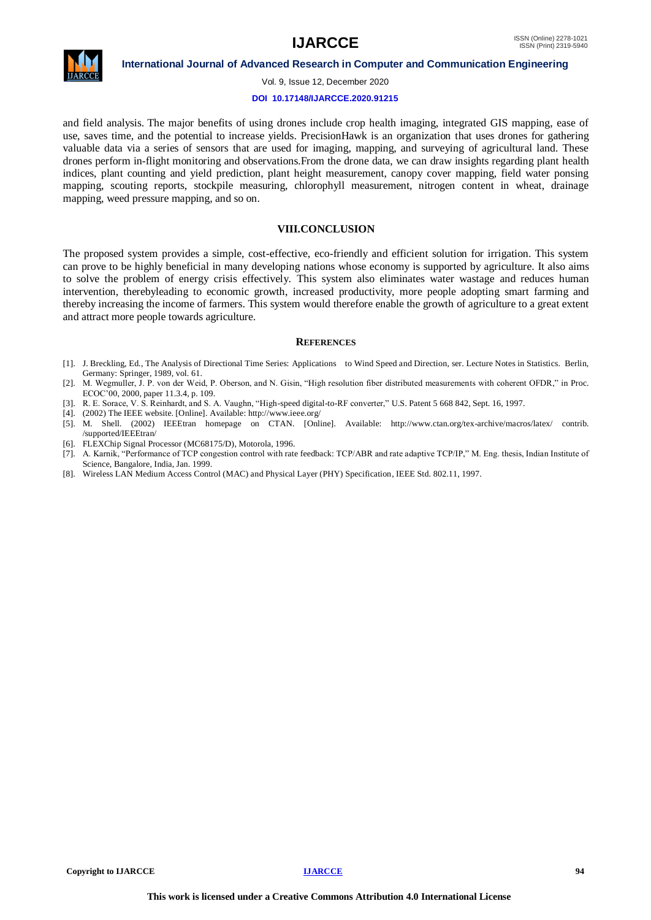and field analysis. The major benefits of using drones include crop health imaging, integrated GIS mapping, ease of use, saves time, and the potential to increase yields. PrecisionHawk is an organization that uses drones for gathering valuable data via a series of sensors that are used for imaging, mapping, and surveying of agricultural land. These drones perform in-flight monitoring and observations.From the drone data, we can draw insights regarding plant health indices, plant counting and yield prediction, plant height measurement, canopy cover mapping, field water ponsing mapping, scouting reports, stockpile measuring, chlorophyll measurement, nitrogen content in wheat, drainage mapping, weed pressure mapping, and so on.

## VIII.CONCLUSION

The proposed system provides a simple, cost-effective, eco-friendly and efficient solution for irrigation. This system can prove to be highly beneficial in many developing nations whose economy is supported by agriculture. It also aims to solve the problem of energy crisis effectively. This system also eliminates water wastage and reduces human intervention, therebyleading to economic growth, increased productivity, more people adopting smart farming and thereby increasing the income of farmers. This system would therefore enable the growth of agriculture to a great extent and attract more people towards agriculture.

## REFERENCES

[1]. J. Breckling, Ed., The Analysis of Directional Time Series: Applications to Wind Speed and Direction, ser. Lecture Notes in Statistics. Berlin, Germany: Springer, 1989, vol. 61.

[2]. M. Wegmuller, J. P. von der Weid, P. Oberson, and N. Gisin, "High resolution fiber distributed measurements with coherent OFDR," in Proc. ECOC'00, 2000, paper 11.3.4, p. 109.

[3]. R. E. Sorace, V. S. Reinhardt, and S. A. Vaughn, "High-speed digital-to-RF converter," U.S. Patent 5 668 842, Sept. 16, 1997.

[4]. (2002) The IEEE website. [Online]. Available: http://www.ieee.org/

[5]. M. Shell. (2002) IEEEtran homepage on CTAN. [Online]. Available: http://www.ctan.org/tex-archive/macros/latex/ contrib. /supported/IEEEtran/

[6]. FLEXChip Signal Processor (MC68175/D), Motorola, 1996.

[7]. A. Karnik, "Performance of TCP congestion control with rate feedback: TCP/ABR and rate adaptive TCP/IP," M. Eng. thesis, Indian Institute of Science, Bangalore, India, Jan. 1999.

[8]. Wireless LAN Medium Access Control (MAC) and Physical Layer (PHY) Specification, IEEE Std. 802.11, 1997.